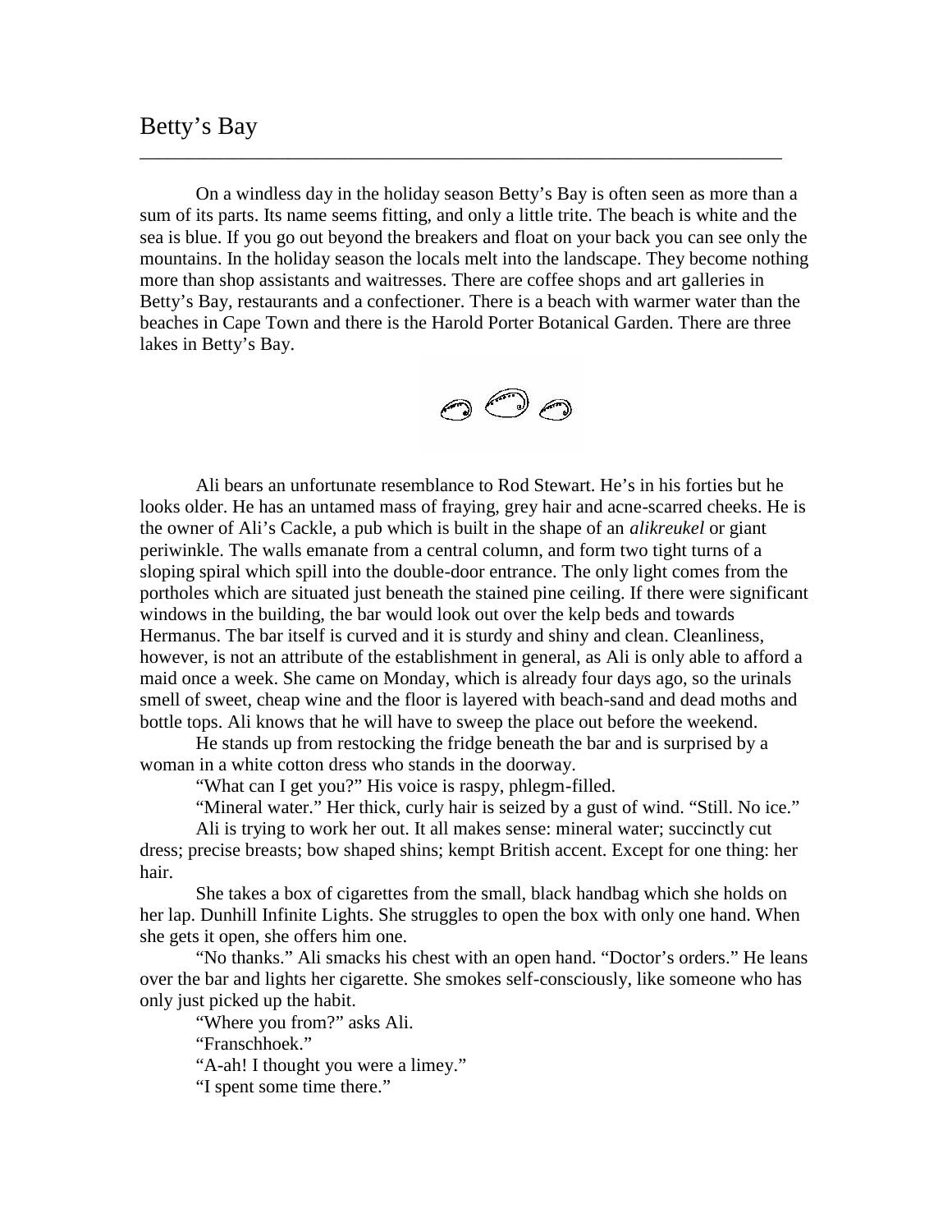# Betty's Bay

On a windless day in the holiday season Betty's Bay is often seen as more than a sum of its parts. Its name seems fitting, and only a little trite. The beach is white and the sea is blue. If you go out beyond the breakers and float on your back you can see only the mountains. In the holiday season the locals melt into the landscape. They become nothing more than shop assistants and waitresses. There are coffee shops and art galleries in Betty's Bay, restaurants and a confectioner. There is a beach with warmer water than the beaches in Cape Town and there is the Harold Porter Botanical Garden. There are three lakes in Betty's Bay.

Ali bears an unfortunate resemblance to Rod Stewart. He's in his forties but he looks older. He has an untamed mass of fraying, grey hair and acne-scarred cheeks. He is the owner of Ali's Cackle, a pub which is built in the shape of an *alikreukel* or giant periwinkle. The walls emanate from a central column, and form two tight turns of a sloping spiral which spill into the double-door entrance. The only light comes from the portholes which are situated just beneath the stained pine ceiling. If there were significant windows in the building, the bar would look out over the kelp beds and towards Hermanus. The bar itself is curved and it is sturdy and shiny and clean. Cleanliness, however, is not an attribute of the establishment in general, as Ali is only able to afford a maid once a week. She came on Monday, which is already four days ago, so the urinals smell of sweet, cheap wine and the floor is layered with beach-sand and dead moths and bottle tops. Ali knows that he will have to sweep the place out before the weekend.

He stands up from restocking the fridge beneath the bar and is surprised by a woman in a white cotton dress who stands in the doorway.

"What can I get you?" His voice is raspy, phlegm-filled.

"Mineral water." Her thick, curly hair is seized by a gust of wind. "Still. No ice."

Ali is trying to work her out. It all makes sense: mineral water; succinctly cut dress; precise breasts; bow shaped shins; kempt British accent. Except for one thing: her hair.

She takes a box of cigarettes from the small, black handbag which she holds on her lap. Dunhill Infinite Lights. She struggles to open the box with only one hand. When she gets it open, she offers him one.

"No thanks." Ali smacks his chest with an open hand. "Doctor's orders." He leans over the bar and lights her cigarette. She smokes self-consciously, like someone who has only just picked up the habit.

"Where you from?" asks Ali.

"Franschhoek."

"A-ah! I thought you were a limey."

"I spent some time there."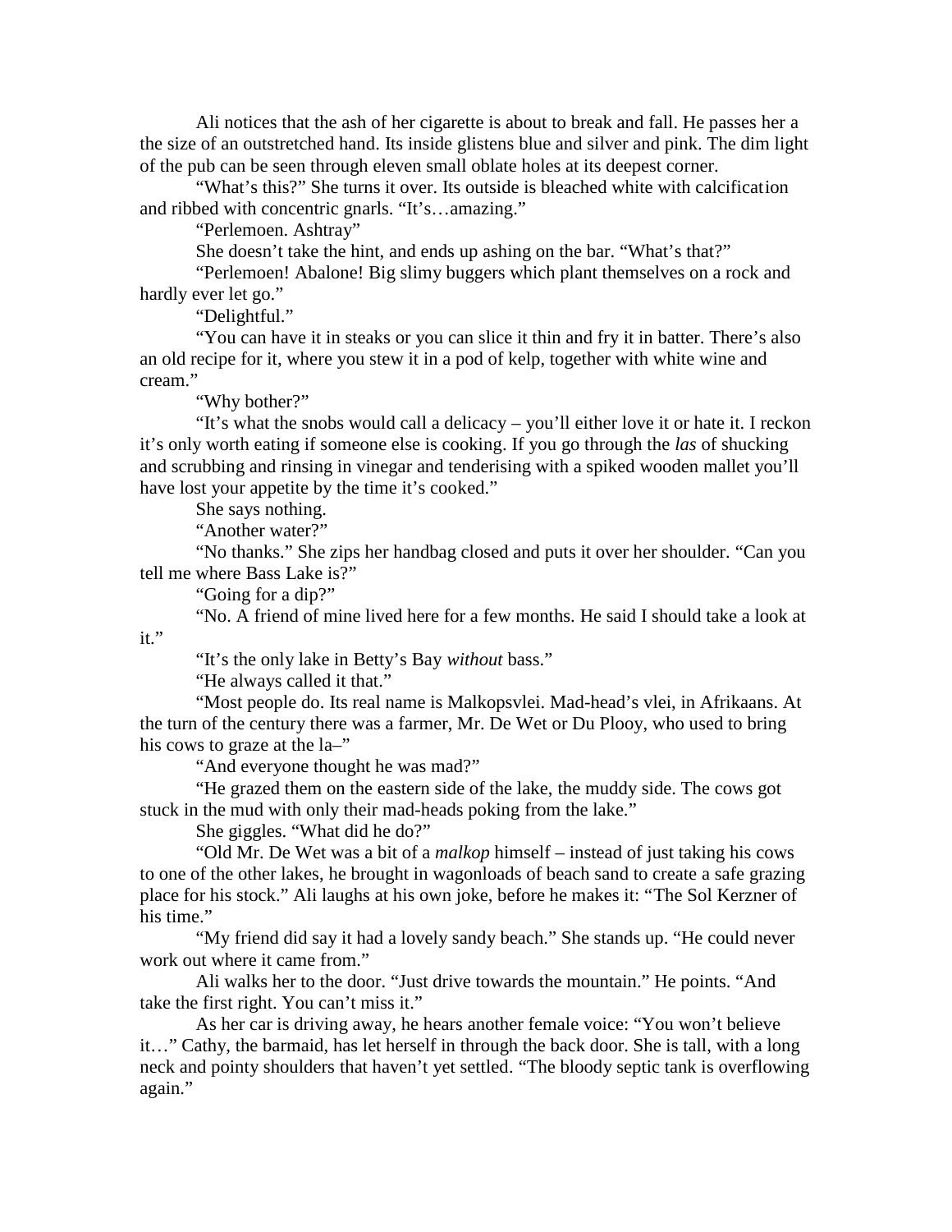Ali notices that the ash of her cigarette is about to break and fall. He passes her a the size of an outstretched hand. Its inside glistens blue and silver and pink. The dim light of the pub can be seen through eleven small oblate holes at its deepest corner.

"What's this?" She turns it over. Its outside is bleached white with calcification and ribbed with concentric gnarls. "It's…amazing."

"Perlemoen. Ashtray"

She doesn't take the hint, and ends up ashing on the bar. "What's that?"

"Perlemoen! Abalone! Big slimy buggers which plant themselves on a rock and hardly ever let go."

"Delightful."

"You can have it in steaks or you can slice it thin and fry it in batter. There's also an old recipe for it, where you stew it in a pod of kelp, together with white wine and cream."

"Why bother?"

"It's what the snobs would call a delicacy – you'll either love it or hate it. I reckon it's only worth eating if someone else is cooking. If you go through the *las* of shucking and scrubbing and rinsing in vinegar and tenderising with a spiked wooden mallet you'll have lost your appetite by the time it's cooked."

She says nothing.

"Another water?"

"No thanks." She zips her handbag closed and puts it over her shoulder. "Can you tell me where Bass Lake is?"

"Going for a dip?"

"No. A friend of mine lived here for a few months. He said I should take a look at it."

"It's the only lake in Betty's Bay *without* bass."

"He always called it that."

"Most people do. Its real name is Malkopsvlei. Mad-head's vlei, in Afrikaans. At the turn of the century there was a farmer, Mr. De Wet or Du Plooy, who used to bring his cows to graze at the la–"

"And everyone thought he was mad?"

"He grazed them on the eastern side of the lake, the muddy side. The cows got stuck in the mud with only their mad-heads poking from the lake."

She giggles. "What did he do?"

"Old Mr. De Wet was a bit of a *malkop* himself – instead of just taking his cows to one of the other lakes, he brought in wagonloads of beach sand to create a safe grazing place for his stock." Ali laughs at his own joke, before he makes it: "The Sol Kerzner of his time."

"My friend did say it had a lovely sandy beach." She stands up. "He could never work out where it came from."

Ali walks her to the door. "Just drive towards the mountain." He points. "And take the first right. You can't miss it."

As her car is driving away, he hears another female voice: "You won't believe it…" Cathy, the barmaid, has let herself in through the back door. She is tall, with a long neck and pointy shoulders that haven't yet settled. "The bloody septic tank is overflowing again."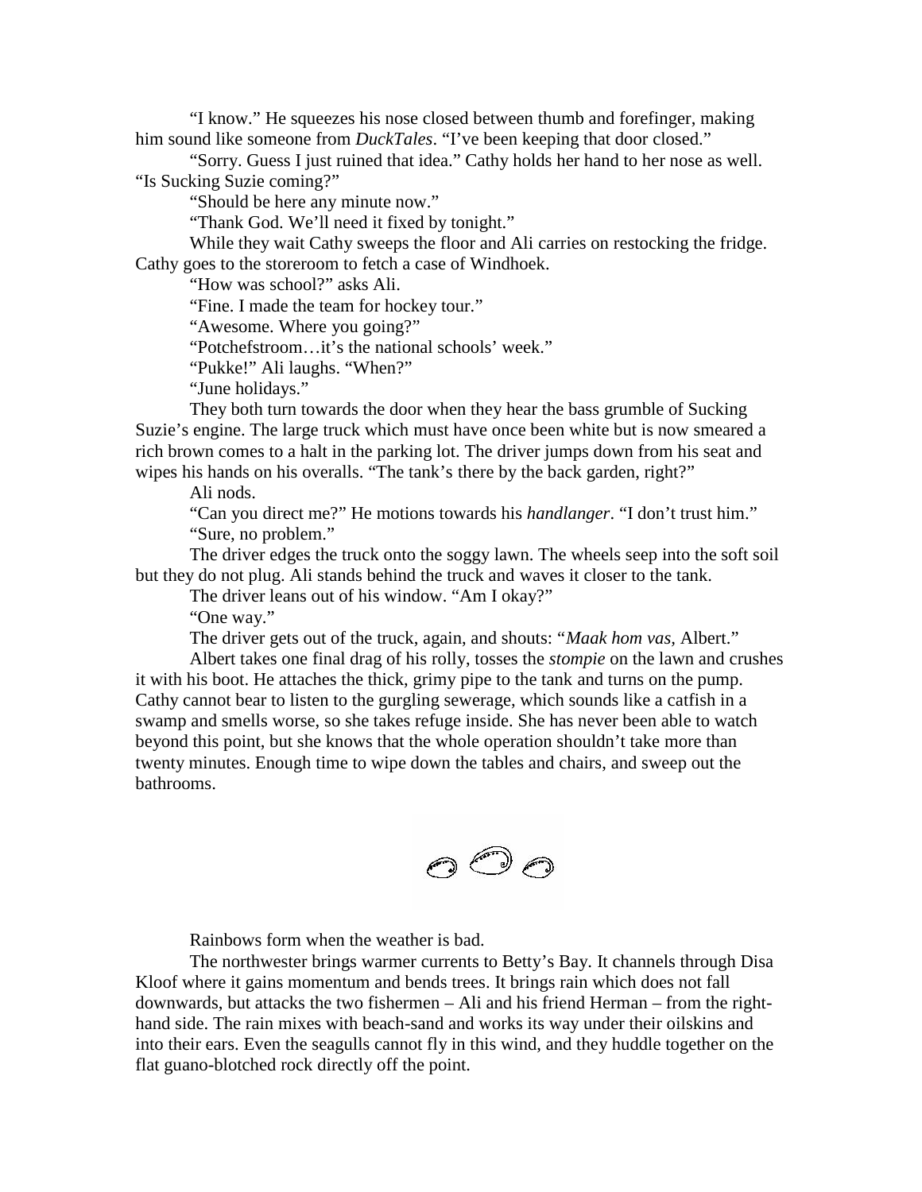"I know." He squeezes his nose closed between thumb and forefinger, making him sound like someone from *DuckTales*. "I've been keeping that door closed."

"Sorry. Guess I just ruined that idea." Cathy holds her hand to her nose as well. "Is Sucking Suzie coming?"

"Should be here any minute now."

"Thank God. We'll need it fixed by tonight."

While they wait Cathy sweeps the floor and Ali carries on restocking the fridge. Cathy goes to the storeroom to fetch a case of Windhoek.

"How was school?" asks Ali.

"Fine. I made the team for hockey tour."

"Awesome. Where you going?"

"Potchefstroom…it's the national schools' week."

"Pukke!" Ali laughs. "When?"

"June holidays."

They both turn towards the door when they hear the bass grumble of Sucking Suzie's engine. The large truck which must have once been white but is now smeared a rich brown comes to a halt in the parking lot. The driver jumps down from his seat and wipes his hands on his overalls. "The tank's there by the back garden, right?"

Ali nods.

"Can you direct me?" He motions towards his *handlanger*. "I don't trust him."

"Sure, no problem."

The driver edges the truck onto the soggy lawn. The wheels seep into the soft soil but they do not plug. Ali stands behind the truck and waves it closer to the tank.

The driver leans out of his window. "Am I okay?"

"One way."

The driver gets out of the truck, again, and shouts: "*Maak hom vas*, Albert."

Albert takes one final drag of his rolly, tosses the *stompie* on the lawn and crushes it with his boot. He attaches the thick, grimy pipe to the tank and turns on the pump. Cathy cannot bear to listen to the gurgling sewerage, which sounds like a catfish in a swamp and smells worse, so she takes refuge inside. She has never been able to watch beyond this point, but she knows that the whole operation shouldn't take more than twenty minutes. Enough time to wipe down the tables and chairs, and sweep out the bathrooms.

Rainbows form when the weather is bad.

The northwester brings warmer currents to Betty's Bay. It channels through Disa Kloof where it gains momentum and bends trees. It brings rain which does not fall downwards, but attacks the two fishermen – Ali and his friend Herman – from the right-hand side. The rain mixes with beach-sand and works its way under their oilskins and into their ears. Even the seagulls cannot fly in this wind, and they huddle together on the flat guano-blotched rock directly off the point.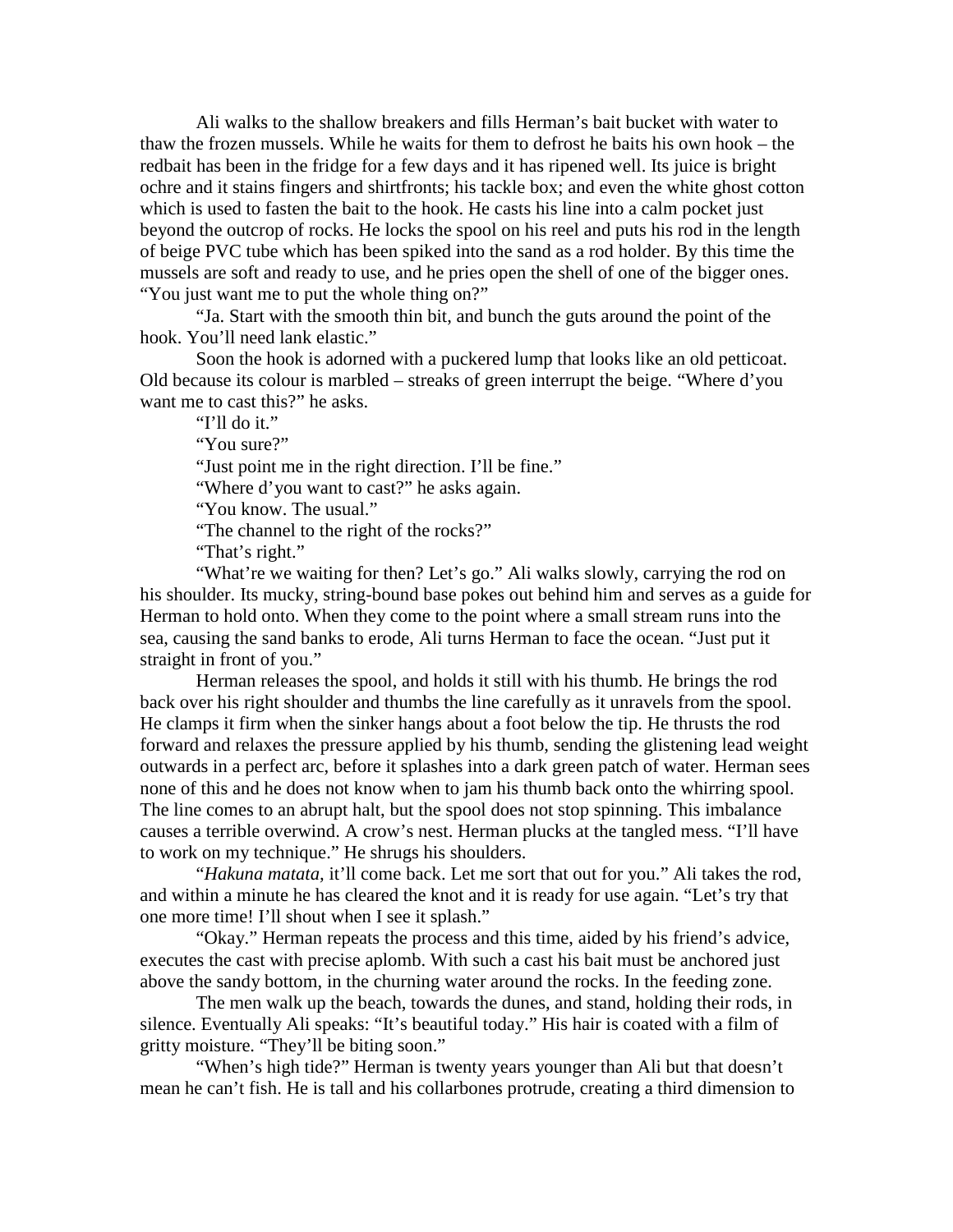Ali walks to the shallow breakers and fills Herman's bait bucket with water to thaw the frozen mussels. While he waits for them to defrost he baits his own hook – the redbait has been in the fridge for a few days and it has ripened well. Its juice is bright ochre and it stains fingers and shirtfronts; his tackle box; and even the white ghost cotton which is used to fasten the bait to the hook. He casts his line into a calm pocket just beyond the outcrop of rocks. He locks the spool on his reel and puts his rod in the length of beige PVC tube which has been spiked into the sand as a rod holder. By this time the mussels are soft and ready to use, and he pries open the shell of one of the bigger ones. "You just want me to put the whole thing on?"

"Ja. Start with the smooth thin bit, and bunch the guts around the point of the hook. You'll need lank elastic."

Soon the hook is adorned with a puckered lump that looks like an old petticoat. Old because its colour is marbled – streaks of green interrupt the beige. "Where d'you want me to cast this?" he asks.

"I'll do it."

"You sure?"

"Just point me in the right direction. I'll be fine."

"Where d'you want to cast?" he asks again.

"You know. The usual."

"The channel to the right of the rocks?"

"That's right."

"What're we waiting for then? Let's go." Ali walks slowly, carrying the rod on his shoulder. Its mucky, string-bound base pokes out behind him and serves as a guide for Herman to hold onto. When they come to the point where a small stream runs into the sea, causing the sand banks to erode, Ali turns Herman to face the ocean. "Just put it straight in front of you."

Herman releases the spool, and holds it still with his thumb. He brings the rod back over his right shoulder and thumbs the line carefully as it unravels from the spool. He clamps it firm when the sinker hangs about a foot below the tip. He thrusts the rod forward and relaxes the pressure applied by his thumb, sending the glistening lead weight outwards in a perfect arc, before it splashes into a dark green patch of water. Herman sees none of this and he does not know when to jam his thumb back onto the whirring spool. The line comes to an abrupt halt, but the spool does not stop spinning. This imbalance causes a terrible overwind. A crow's nest. Herman plucks at the tangled mess. "I'll have to work on my technique." He shrugs his shoulders.

"*Hakuna matata*, it'll come back. Let me sort that out for you." Ali takes the rod, and within a minute he has cleared the knot and it is ready for use again. "Let's try that one more time! I'll shout when I see it splash."

"Okay." Herman repeats the process and this time, aided by his friend's advice, executes the cast with precise aplomb. With such a cast his bait must be anchored just above the sandy bottom, in the churning water around the rocks. In the feeding zone.

The men walk up the beach, towards the dunes, and stand, holding their rods, in silence. Eventually Ali speaks: "It's beautiful today." His hair is coated with a film of gritty moisture. "They'll be biting soon."

"When's high tide?" Herman is twenty years younger than Ali but that doesn't mean he can't fish. He is tall and his collarbones protrude, creating a third dimension to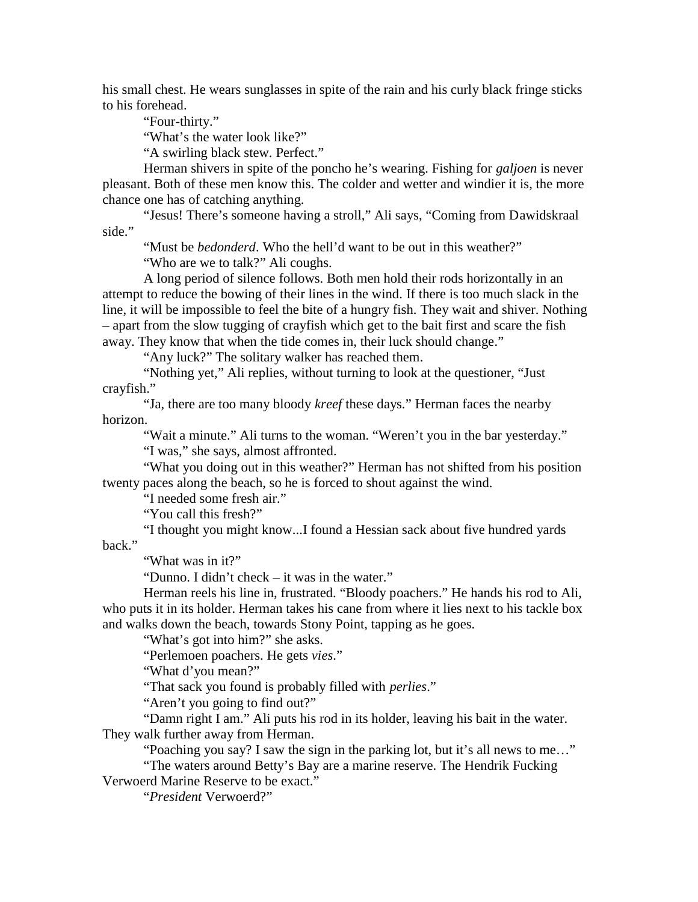his small chest. He wears sunglasses in spite of the rain and his curly black fringe sticks to his forehead.

"Four-thirty."

"What's the water look like?"

"A swirling black stew. Perfect."

Herman shivers in spite of the poncho he's wearing. Fishing for *galjoen* is never pleasant. Both of these men know this. The colder and wetter and windier it is, the more chance one has of catching anything.

"Jesus! There's someone having a stroll," Ali says, "Coming from Dawidskraal side."

"Must be *bedonderd*. Who the hell'd want to be out in this weather?"

"Who are we to talk?" Ali coughs.

A long period of silence follows. Both men hold their rods horizontally in an attempt to reduce the bowing of their lines in the wind. If there is too much slack in the line, it will be impossible to feel the bite of a hungry fish. They wait and shiver. Nothing – apart from the slow tugging of crayfish which get to the bait first and scare the fish away. They know that when the tide comes in, their luck should change."

"Any luck?" The solitary walker has reached them.

"Nothing yet," Ali replies, without turning to look at the questioner, "Just crayfish."

"Ja, there are too many bloody *kreef* these days." Herman faces the nearby horizon.

"Wait a minute." Ali turns to the woman. "Weren't you in the bar yesterday."

"I was," she says, almost affronted.

"What you doing out in this weather?" Herman has not shifted from his position twenty paces along the beach, so he is forced to shout against the wind.

"I needed some fresh air."

"You call this fresh?"

"I thought you might know...I found a Hessian sack about five hundred yards back."

"What was in it?"

"Dunno. I didn't check – it was in the water."

Herman reels his line in, frustrated. "Bloody poachers." He hands his rod to Ali, who puts it in its holder. Herman takes his cane from where it lies next to his tackle box and walks down the beach, towards Stony Point, tapping as he goes.

"What's got into him?" she asks.

"Perlemoen poachers. He gets *vies*."

"What d'you mean?"

"That sack you found is probably filled with *perlies*."

"Aren't you going to find out?"

"Damn right I am." Ali puts his rod in its holder, leaving his bait in the water. They walk further away from Herman.

"Poaching you say? I saw the sign in the parking lot, but it's all news to me…"

"The waters around Betty's Bay are a marine reserve. The Hendrik Fucking Verwoerd Marine Reserve to be exact."

"*President* Verwoerd?"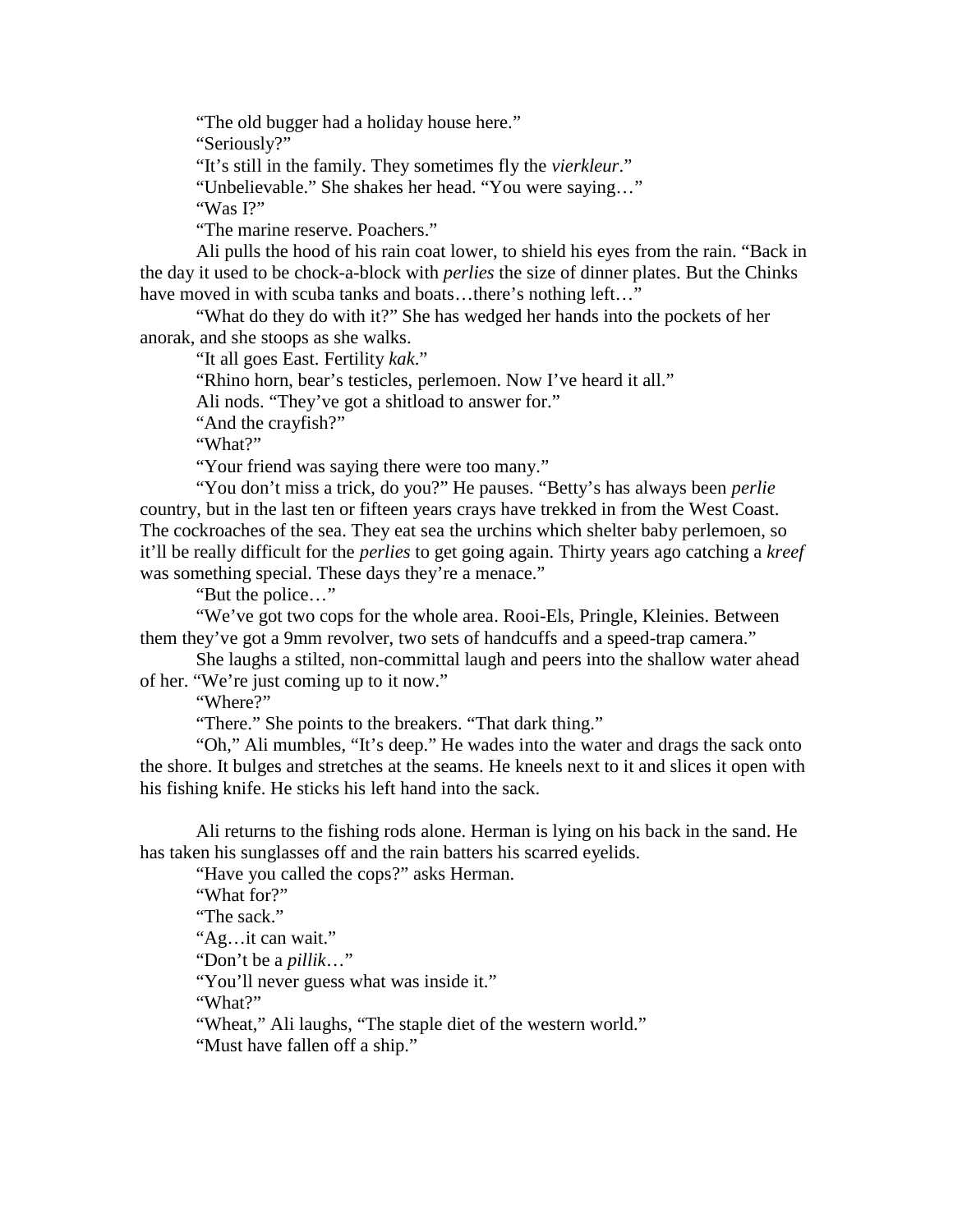"The old bugger had a holiday house here."

"Seriously?"

"It's still in the family. They sometimes fly the *vierkleur*."

"Unbelievable." She shakes her head. "You were saying…"

"Was I?"

"The marine reserve. Poachers."

Ali pulls the hood of his rain coat lower, to shield his eyes from the rain. "Back in the day it used to be chock-a-block with *perlies* the size of dinner plates. But the Chinks have moved in with scuba tanks and boats…there's nothing left…"

"What do they do with it?" She has wedged her hands into the pockets of her anorak, and she stoops as she walks.

"It all goes East. Fertility *kak*."

"Rhino horn, bear's testicles, perlemoen. Now I've heard it all."

Ali nods. "They've got a shitload to answer for."

"And the crayfish?"

"What?"

"Your friend was saying there were too many."

"You don't miss a trick, do you?" He pauses. "Betty's has always been *perlie* country, but in the last ten or fifteen years crays have trekked in from the West Coast. The cockroaches of the sea. They eat sea the urchins which shelter baby perlemoen, so it'll be really difficult for the *perlies* to get going again. Thirty years ago catching a *kreef* was something special. These days they're a menace."

"But the police…"

"We've got two cops for the whole area. Rooi-Els, Pringle, Kleinies. Between them they've got a 9mm revolver, two sets of handcuffs and a speed-trap camera."

She laughs a stilted, non-committal laugh and peers into the shallow water ahead of her. "We're just coming up to it now."

"Where?"

"There." She points to the breakers. "That dark thing."

"Oh," Ali mumbles, "It's deep." He wades into the water and drags the sack onto the shore. It bulges and stretches at the seams. He kneels next to it and slices it open with his fishing knife. He sticks his left hand into the sack.

Ali returns to the fishing rods alone. Herman is lying on his back in the sand. He has taken his sunglasses off and the rain batters his scarred eyelids.

"Have you called the cops?" asks Herman.

"What for?"

"The sack."

"Ag…it can wait."

"Don't be a *pillik*…"

"You'll never guess what was inside it."

"What?"

"Wheat," Ali laughs, "The staple diet of the western world."

"Must have fallen off a ship."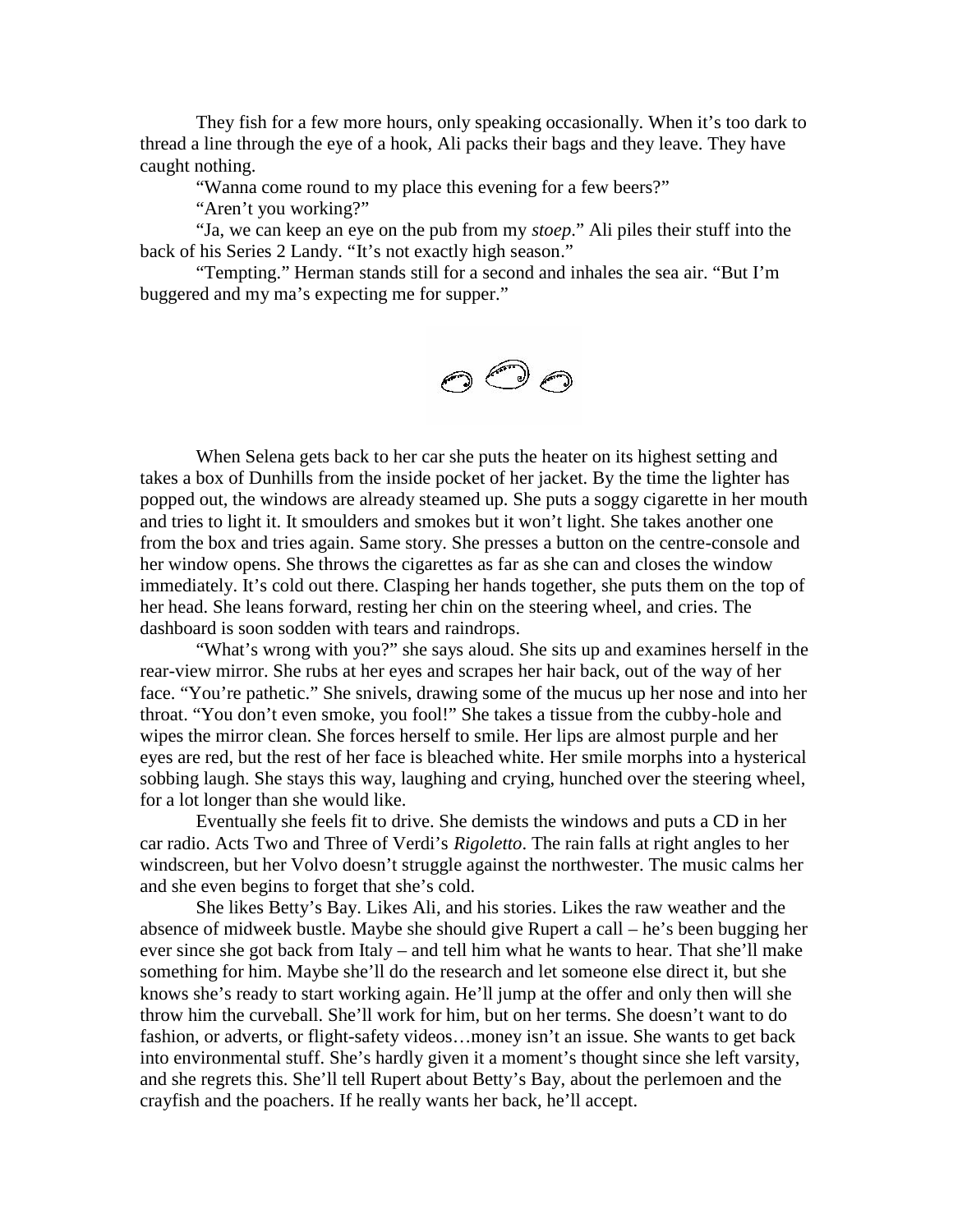They fish for a few more hours, only speaking occasionally. When it's too dark to thread a line through the eye of a hook, Ali packs their bags and they leave. They have caught nothing.

"Wanna come round to my place this evening for a few beers?"

"Aren't you working?"

"Ja, we can keep an eye on the pub from my *stoep*." Ali piles their stuff into the back of his Series 2 Landy. "It's not exactly high season."

"Tempting." Herman stands still for a second and inhales the sea air. "But I'm buggered and my ma's expecting me for supper."

When Selena gets back to her car she puts the heater on its highest setting and takes a box of Dunhills from the inside pocket of her jacket. By the time the lighter has popped out, the windows are already steamed up. She puts a soggy cigarette in her mouth and tries to light it. It smoulders and smokes but it won't light. She takes another one from the box and tries again. Same story. She presses a button on the centre-console and her window opens. She throws the cigarettes as far as she can and closes the window immediately. It's cold out there. Clasping her hands together, she puts them on the top of her head. She leans forward, resting her chin on the steering wheel, and cries. The dashboard is soon sodden with tears and raindrops.

"What's wrong with you?" she says aloud. She sits up and examines herself in the rear-view mirror. She rubs at her eyes and scrapes her hair back, out of the way of her face. "You're pathetic." She snivels, drawing some of the mucus up her nose and into her throat. "You don't even smoke, you fool!" She takes a tissue from the cubby-hole and wipes the mirror clean. She forces herself to smile. Her lips are almost purple and her eyes are red, but the rest of her face is bleached white. Her smile morphs into a hysterical sobbing laugh. She stays this way, laughing and crying, hunched over the steering wheel, for a lot longer than she would like.

Eventually she feels fit to drive. She demists the windows and puts a CD in her car radio. Acts Two and Three of Verdi's *Rigoletto*. The rain falls at right angles to her windscreen, but her Volvo doesn't struggle against the northwester. The music calms her and she even begins to forget that she's cold.

She likes Betty's Bay. Likes Ali, and his stories. Likes the raw weather and the absence of midweek bustle. Maybe she should give Rupert a call – he's been bugging her ever since she got back from Italy – and tell him what he wants to hear. That she'll make something for him. Maybe she'll do the research and let someone else direct it, but she knows she's ready to start working again. He'll jump at the offer and only then will she throw him the curveball. She'll work for him, but on her terms. She doesn't want to do fashion, or adverts, or flight-safety videos…money isn't an issue. She wants to get back into environmental stuff. She's hardly given it a moment's thought since she left varsity, and she regrets this. She'll tell Rupert about Betty's Bay, about the perlemoen and the crayfish and the poachers. If he really wants her back, he'll accept.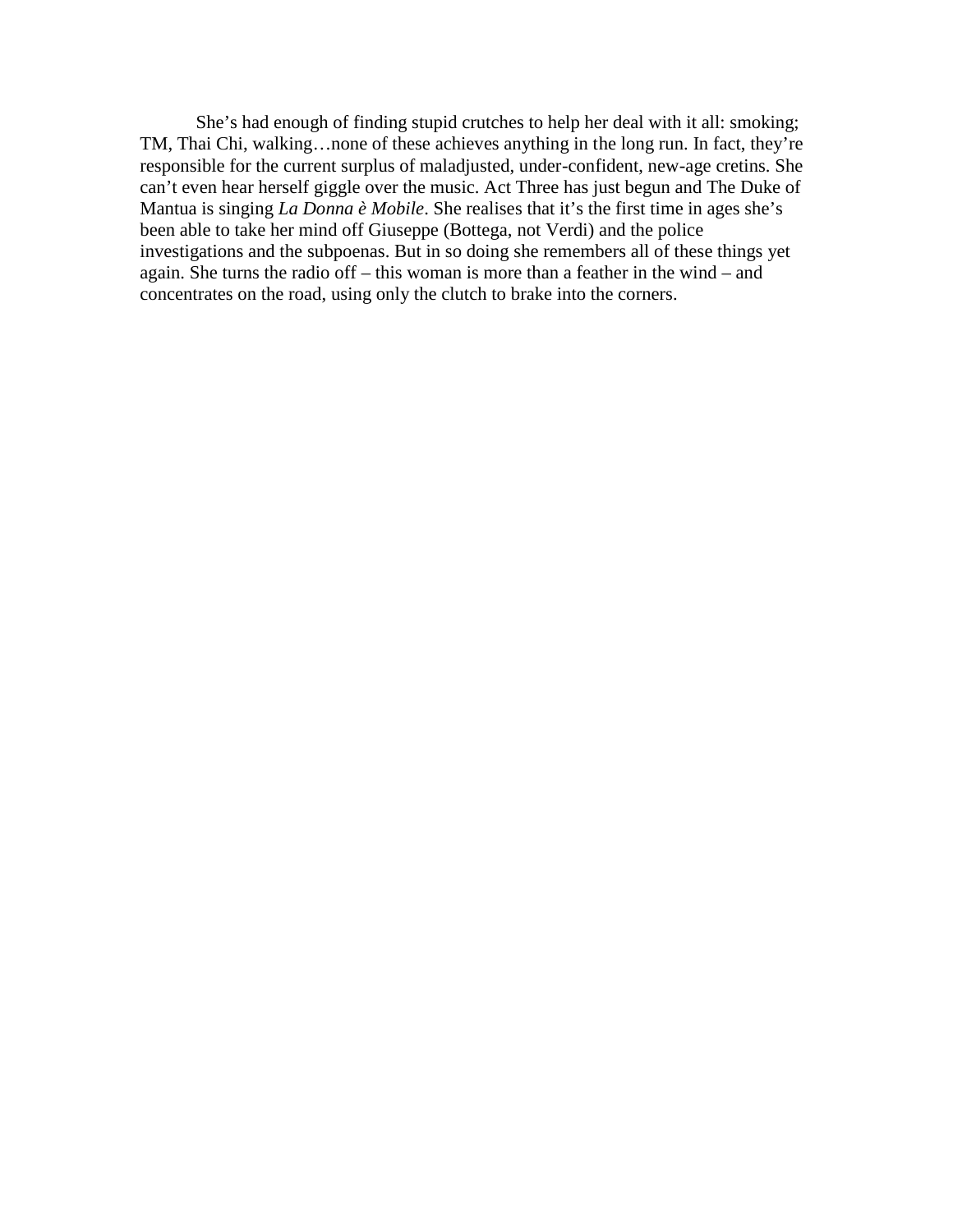She's had enough of finding stupid crutches to help her deal with it all: smoking; TM, Thai Chi, walking…none of these achieves anything in the long run. In fact, they're responsible for the current surplus of maladjusted, under-confident, new-age cretins. She can't even hear herself giggle over the music. Act Three has just begun and The Duke of Mantua is singing *La Donna è Mobile*. She realises that it's the first time in ages she's been able to take her mind off Giuseppe (Bottega, not Verdi) and the police investigations and the subpoenas. But in so doing she remembers all of these things yet again. She turns the radio off – this woman is more than a feather in the wind – and concentrates on the road, using only the clutch to brake into the corners.